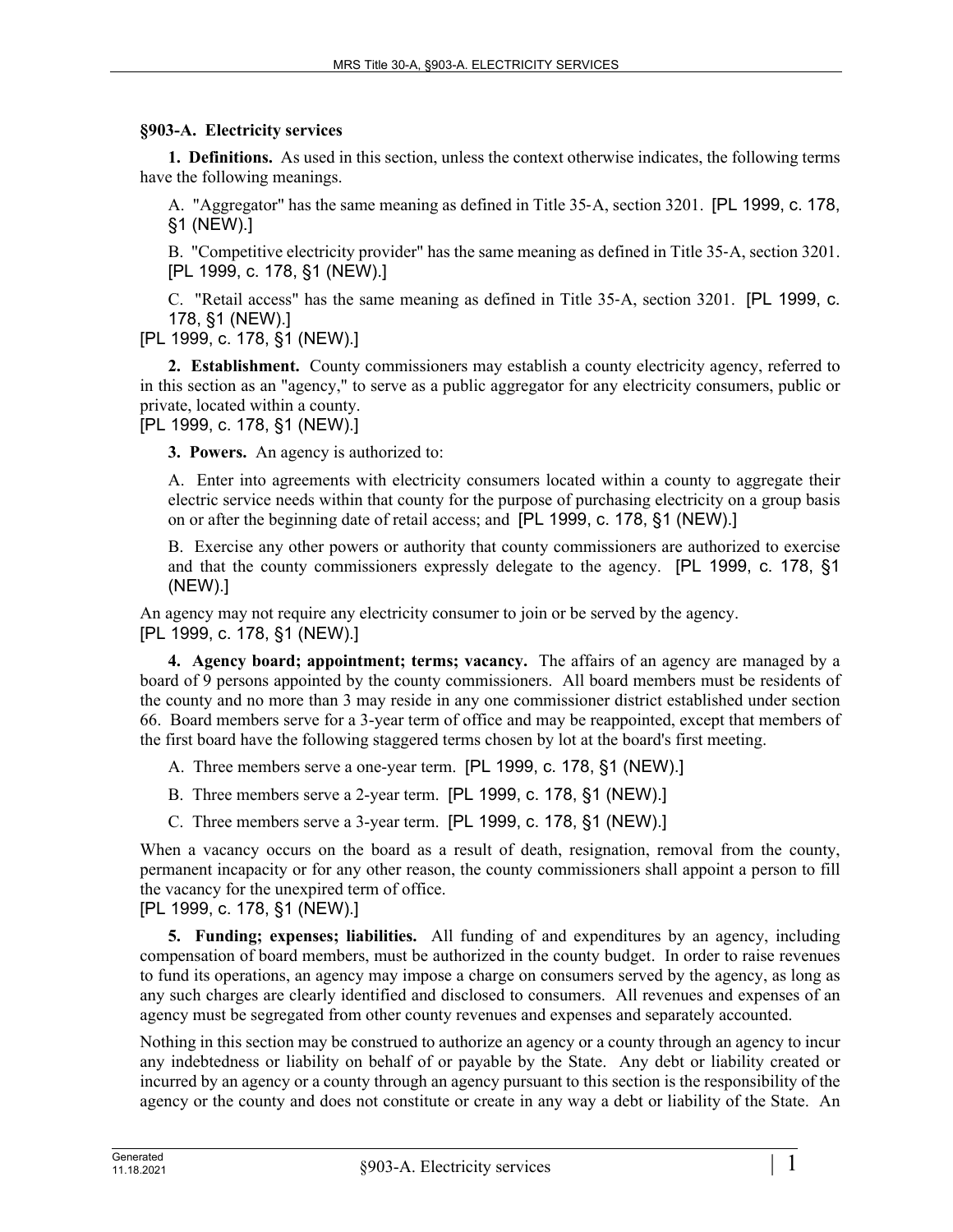**§903-A. Electricity services**

**1. Definitions.** As used in this section, unless the context otherwise indicates, the following terms have the following meanings.

A. "Aggregator" has the same meaning as defined in Title 35-A, section 3201. [PL 1999, c. 178, §1 (NEW).]

B. "Competitive electricity provider" has the same meaning as defined in Title 35-A, section 3201. [PL 1999, c. 178, §1 (NEW).]

C. "Retail access" has the same meaning as defined in Title 35-A, section 3201. [PL 1999, c. 178, §1 (NEW).]

[PL 1999, c. 178, §1 (NEW).]

**2. Establishment.** County commissioners may establish a county electricity agency, referred to in this section as an "agency," to serve as a public aggregator for any electricity consumers, public or private, located within a county.

[PL 1999, c. 178, §1 (NEW).]

**3. Powers.** An agency is authorized to:

A. Enter into agreements with electricity consumers located within a county to aggregate their electric service needs within that county for the purpose of purchasing electricity on a group basis on or after the beginning date of retail access; and [PL 1999, c. 178, §1 (NEW).]

B. Exercise any other powers or authority that county commissioners are authorized to exercise and that the county commissioners expressly delegate to the agency. [PL 1999, c. 178, §1 (NEW).]

An agency may not require any electricity consumer to join or be served by the agency.

[PL 1999, c. 178, §1 (NEW).]

**4. Agency board; appointment; terms; vacancy.** The affairs of an agency are managed by a board of 9 persons appointed by the county commissioners. All board members must be residents of the county and no more than 3 may reside in any one commissioner district established under section 66. Board members serve for a 3-year term of office and may be reappointed, except that members of the first board have the following staggered terms chosen by lot at the board's first meeting.

A. Three members serve a one-year term. [PL 1999, c. 178, §1 (NEW).]

B. Three members serve a 2-year term. [PL 1999, c. 178, §1 (NEW).]

C. Three members serve a 3-year term. [PL 1999, c. 178, §1 (NEW).]

When a vacancy occurs on the board as a result of death, resignation, removal from the county, permanent incapacity or for any other reason, the county commissioners shall appoint a person to fill the vacancy for the unexpired term of office.

[PL 1999, c. 178, §1 (NEW).]

**5. Funding; expenses; liabilities.** All funding of and expenditures by an agency, including compensation of board members, must be authorized in the county budget. In order to raise revenues to fund its operations, an agency may impose a charge on consumers served by the agency, as long as any such charges are clearly identified and disclosed to consumers. All revenues and expenses of an agency must be segregated from other county revenues and expenses and separately accounted.

Nothing in this section may be construed to authorize an agency or a county through an agency to incur any indebtedness or liability on behalf of or payable by the State. Any debt or liability created or incurred by an agency or a county through an agency pursuant to this section is the responsibility of the agency or the county and does not constitute or create in any way a debt or liability of the State. An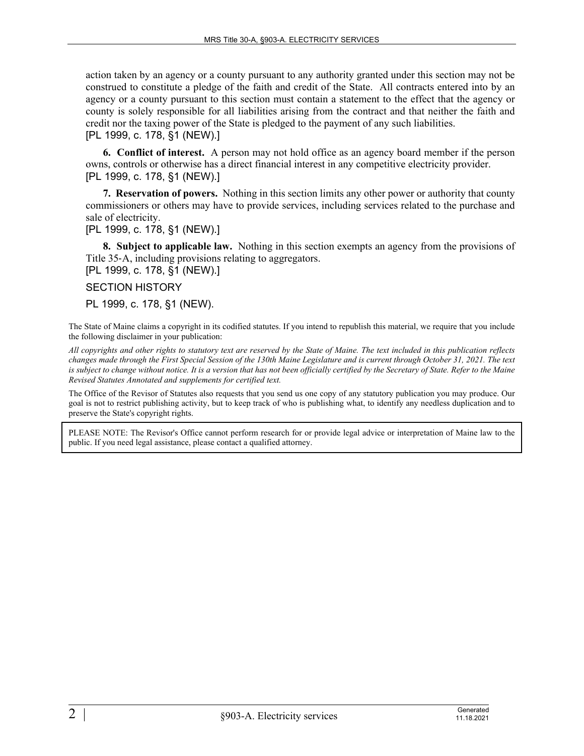action taken by an agency or a county pursuant to any authority granted under this section may not be construed to constitute a pledge of the faith and credit of the State. All contracts entered into by an agency or a county pursuant to this section must contain a statement to the effect that the agency or county is solely responsible for all liabilities arising from the contract and that neither the faith and credit nor the taxing power of the State is pledged to the payment of any such liabilities.
[PL 1999, c. 178, §1 (NEW).]

**6. Conflict of interest.** A person may not hold office as an agency board member if the person owns, controls or otherwise has a direct financial interest in any competitive electricity provider.
[PL 1999, c. 178, §1 (NEW).]

**7. Reservation of powers.** Nothing in this section limits any other power or authority that county commissioners or others may have to provide services, including services related to the purchase and sale of electricity.
[PL 1999, c. 178, §1 (NEW).]

**8. Subject to applicable law.** Nothing in this section exempts an agency from the provisions of Title 35-A, including provisions relating to aggregators.
[PL 1999, c. 178, §1 (NEW).]

SECTION HISTORY

PL 1999, c. 178, §1 (NEW).

The State of Maine claims a copyright in its codified statutes. If you intend to republish this material, we require that you include the following disclaimer in your publication:

*All copyrights and other rights to statutory text are reserved by the State of Maine. The text included in this publication reflects changes made through the First Special Session of the 130th Maine Legislature and is current through October 31, 2021. The text is subject to change without notice. It is a version that has not been officially certified by the Secretary of State. Refer to the Maine Revised Statutes Annotated and supplements for certified text.*

The Office of the Revisor of Statutes also requests that you send us one copy of any statutory publication you may produce. Our goal is not to restrict publishing activity, but to keep track of who is publishing what, to identify any needless duplication and to preserve the State's copyright rights.

PLEASE NOTE: The Revisor's Office cannot perform research for or provide legal advice or interpretation of Maine law to the public. If you need legal assistance, please contact a qualified attorney.